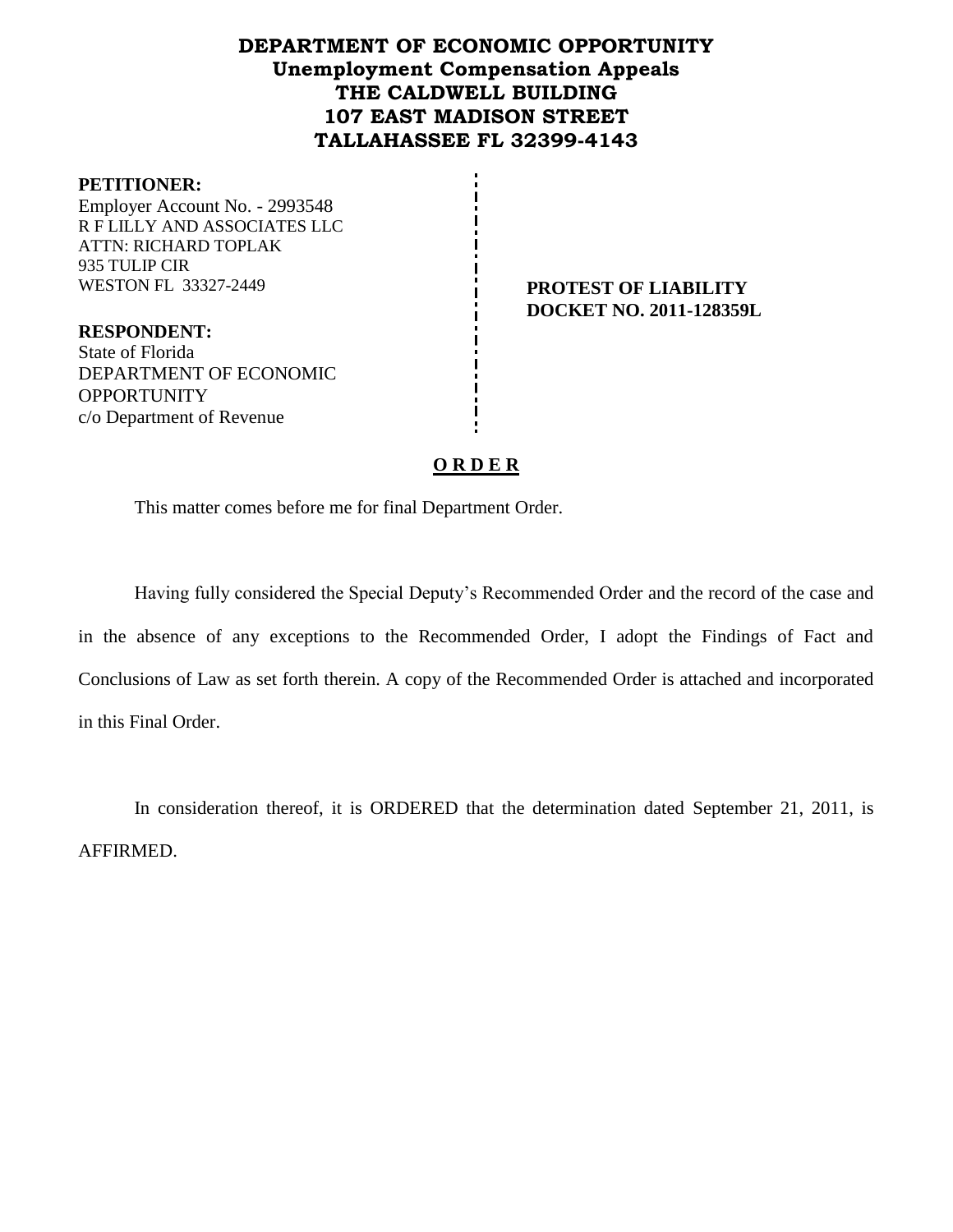# DEPARTMENT OF ECONOMIC OPPORTUNITY
## Unemployment Compensation Appeals
## THE CALDWELL BUILDING
## 107 EAST MADISON STREET
## TALLAHASSEE FL 32399-4143

**PETITIONER:**
Employer Account No. - 2993548
R F LILLY AND ASSOCIATES LLC
ATTN: RICHARD TOPLAK
935 TULIP CIR
WESTON FL 33327-2449

**RESPONDENT:**
State of Florida
DEPARTMENT OF ECONOMIC OPPORTUNITY
c/o Department of Revenue

**PROTEST OF LIABILITY**
**DOCKET NO. 2011-128359L**

## O R D E R

This matter comes before me for final Department Order.

Having fully considered the Special Deputy's Recommended Order and the record of the case and in the absence of any exceptions to the Recommended Order, I adopt the Findings of Fact and Conclusions of Law as set forth therein. A copy of the Recommended Order is attached and incorporated in this Final Order.

In consideration thereof, it is ORDERED that the determination dated September 21, 2011, is AFFIRMED.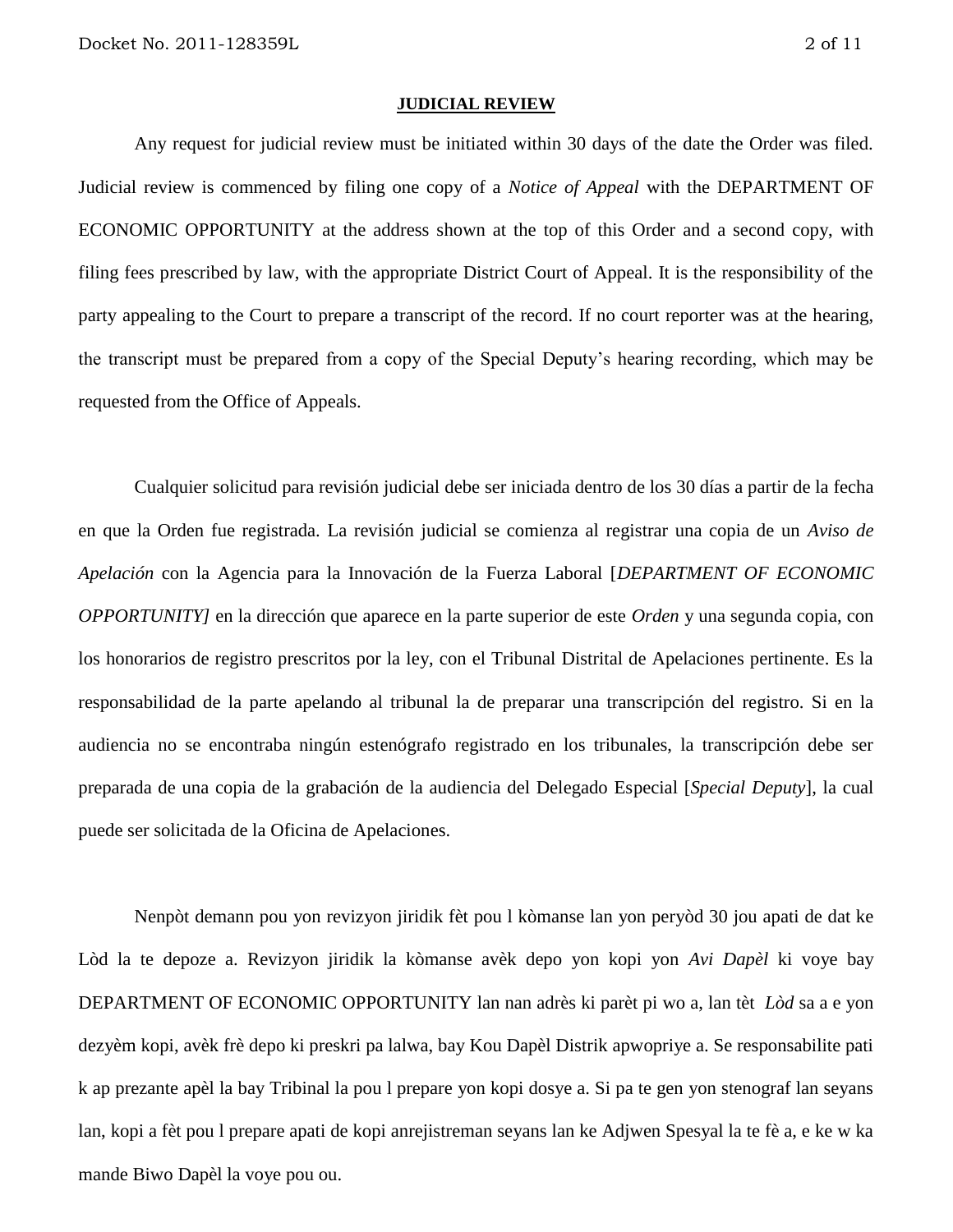**JUDICIAL REVIEW**

Any request for judicial review must be initiated within 30 days of the date the Order was filed. Judicial review is commenced by filing one copy of a *Notice of Appeal* with the DEPARTMENT OF ECONOMIC OPPORTUNITY at the address shown at the top of this Order and a second copy, with filing fees prescribed by law, with the appropriate District Court of Appeal. It is the responsibility of the party appealing to the Court to prepare a transcript of the record. If no court reporter was at the hearing, the transcript must be prepared from a copy of the Special Deputy's hearing recording, which may be requested from the Office of Appeals.

Cualquier solicitud para revisión judicial debe ser iniciada dentro de los 30 días a partir de la fecha en que la Orden fue registrada. La revisión judicial se comienza al registrar una copia de un *Aviso de Apelación* con la Agencia para la Innovación de la Fuerza Laboral [*DEPARTMENT OF ECONOMIC OPPORTUNITY]* en la dirección que aparece en la parte superior de este *Orden* y una segunda copia, con los honorarios de registro prescritos por la ley, con el Tribunal Distrital de Apelaciones pertinente. Es la responsabilidad de la parte apelando al tribunal la de preparar una transcripción del registro. Si en la audiencia no se encontraba ningún estenógrafo registrado en los tribunales, la transcripción debe ser preparada de una copia de la grabación de la audiencia del Delegado Especial [*Special Deputy*], la cual puede ser solicitada de la Oficina de Apelaciones.

Nenpòt demann pou yon revizyon jiridik fèt pou l kòmanse lan yon peryòd 30 jou apati de dat ke Lòd la te depoze a. Revizyon jiridik la kòmanse avèk depo yon kopi yon *Avi Dapèl* ki voye bay DEPARTMENT OF ECONOMIC OPPORTUNITY lan nan adrès ki parèt pi wo a, lan tèt *Lòd* sa a e yon dezyèm kopi, avèk frè depo ki preskri pa lalwa, bay Kou Dapèl Distrik apwopriye a. Se responsabilite pati k ap prezante apèl la bay Tribinal la pou l prepare yon kopi dosye a. Si pa te gen yon stenograf lan seyans lan, kopi a fèt pou l prepare apati de kopi anrejistreman seyans lan ke Adjwen Spesyal la te fè a, e ke w ka mande Biwo Dapèl la voye pou ou.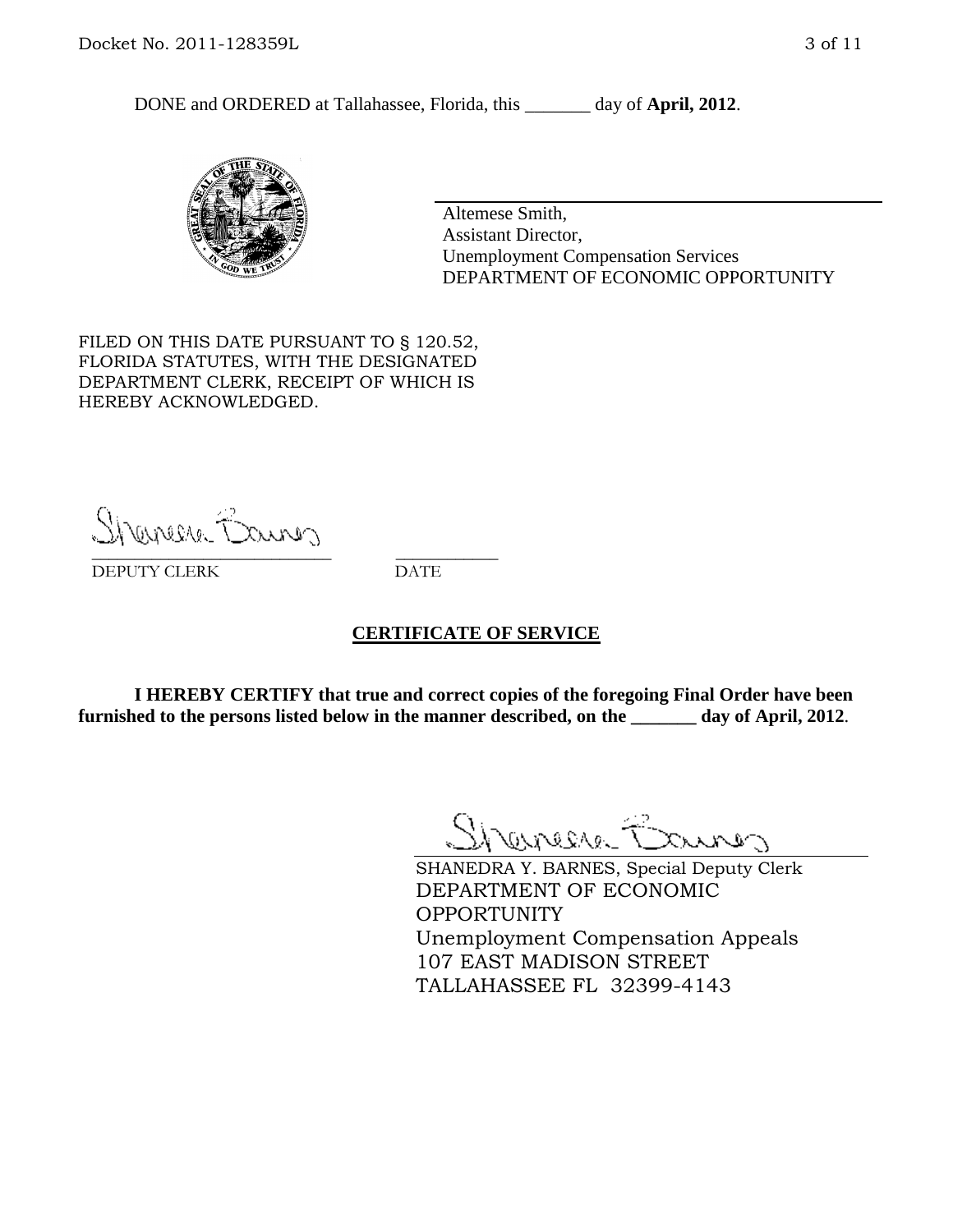DONE and ORDERED at Tallahassee, Florida, this _______ day of **April, 2012**.

Altemese Smith,
Assistant Director,
Unemployment Compensation Services
DEPARTMENT OF ECONOMIC OPPORTUNITY

FILED ON THIS DATE PURSUANT TO § 120.52, FLORIDA STATUTES, WITH THE DESIGNATED DEPARTMENT CLERK, RECEIPT OF WHICH IS HEREBY ACKNOWLEDGED.

___________________________ ___________
DEPUTY CLERK DATE

## CERTIFICATE OF SERVICE

**I HEREBY CERTIFY that true and correct copies of the foregoing Final Order have been furnished to the persons listed below in the manner described, on the _______ day of April, 2012**.

SHANEDRA Y. BARNES, Special Deputy Clerk
DEPARTMENT OF ECONOMIC OPPORTUNITY
Unemployment Compensation Appeals
107 EAST MADISON STREET
TALLAHASSEE FL 32399-4143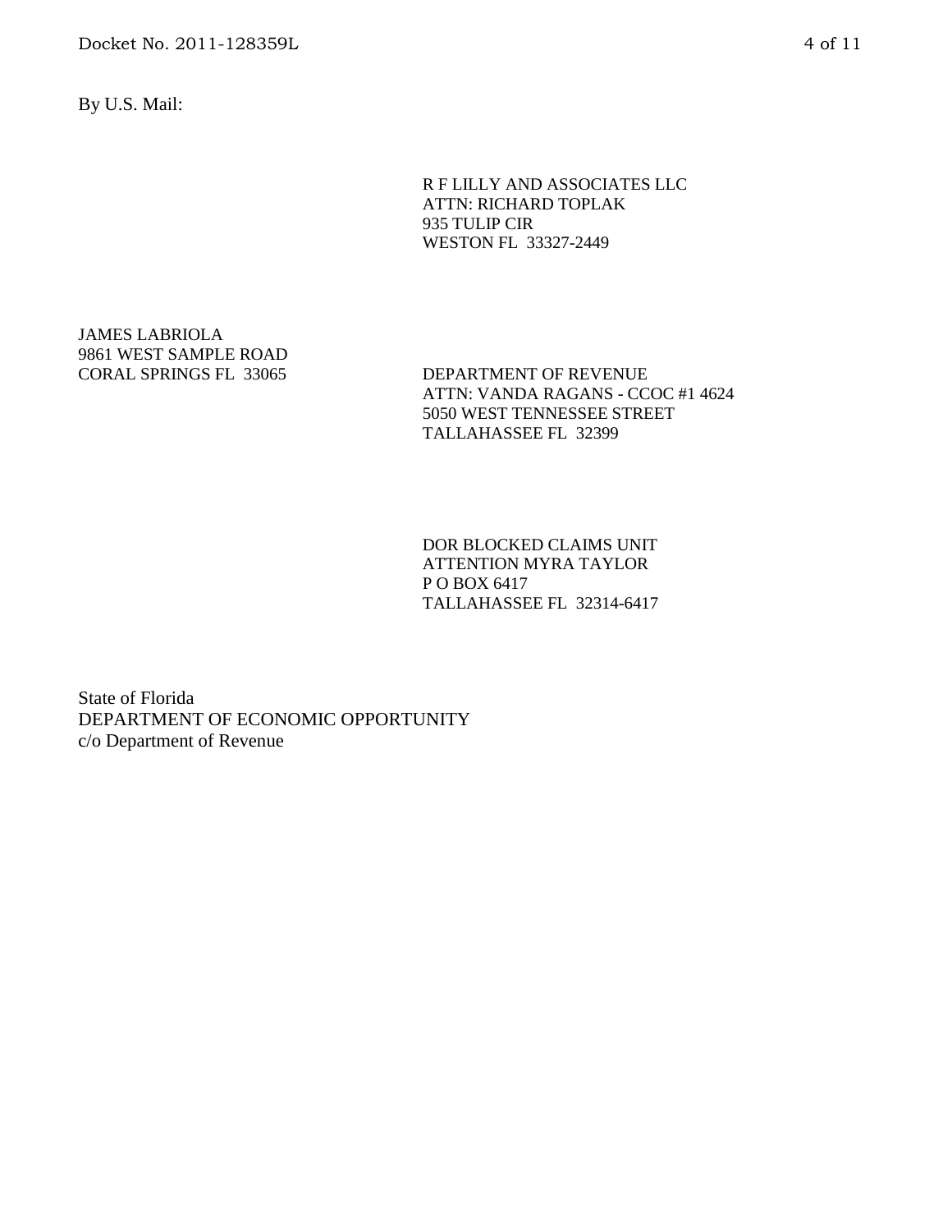By U.S. Mail:

R F LILLY AND ASSOCIATES LLC  
ATTN: RICHARD TOPLAK  
935 TULIP CIR  
WESTON FL 33327-2449

JAMES LABRIOLA  
9861 WEST SAMPLE ROAD  
CORAL SPRINGS FL 33065

DEPARTMENT OF REVENUE  
ATTN: VANDA RAGANS - CCOC #1 4624  
5050 WEST TENNESSEE STREET  
TALLAHASSEE FL 32399

DOR BLOCKED CLAIMS UNIT  
ATTENTION MYRA TAYLOR  
P O BOX 6417  
TALLAHASSEE FL 32314-6417

State of Florida  
DEPARTMENT OF ECONOMIC OPPORTUNITY  
c/o Department of Revenue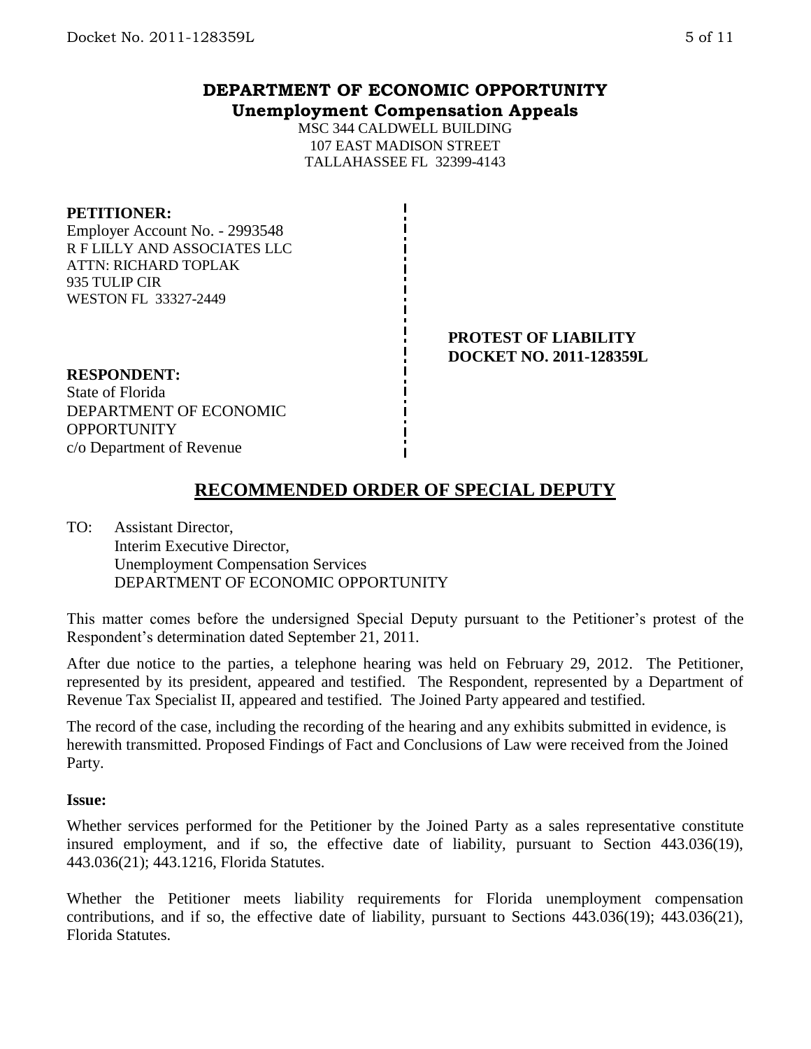# DEPARTMENT OF ECONOMIC OPPORTUNITY
## Unemployment Compensation Appeals

MSC 344 CALDWELL BUILDING
107 EAST MADISON STREET
TALLAHASSEE FL 32399-4143

**PETITIONER:**
Employer Account No. - 2993548
R F LILLY AND ASSOCIATES LLC
ATTN: RICHARD TOPLAK
935 TULIP CIR
WESTON FL 33327-2449

**PROTEST OF LIABILITY**
**DOCKET NO. 2011-128359L**

**RESPONDENT:**
State of Florida
DEPARTMENT OF ECONOMIC OPPORTUNITY
c/o Department of Revenue

## RECOMMENDED ORDER OF SPECIAL DEPUTY

TO: Assistant Director,
Interim Executive Director,
Unemployment Compensation Services
DEPARTMENT OF ECONOMIC OPPORTUNITY

This matter comes before the undersigned Special Deputy pursuant to the Petitioner's protest of the Respondent's determination dated September 21, 2011.

After due notice to the parties, a telephone hearing was held on February 29, 2012. The Petitioner, represented by its president, appeared and testified. The Respondent, represented by a Department of Revenue Tax Specialist II, appeared and testified. The Joined Party appeared and testified.

The record of the case, including the recording of the hearing and any exhibits submitted in evidence, is herewith transmitted. Proposed Findings of Fact and Conclusions of Law were received from the Joined Party.

**Issue:**

Whether services performed for the Petitioner by the Joined Party as a sales representative constitute insured employment, and if so, the effective date of liability, pursuant to Section 443.036(19), 443.036(21); 443.1216, Florida Statutes.

Whether the Petitioner meets liability requirements for Florida unemployment compensation contributions, and if so, the effective date of liability, pursuant to Sections 443.036(19); 443.036(21), Florida Statutes.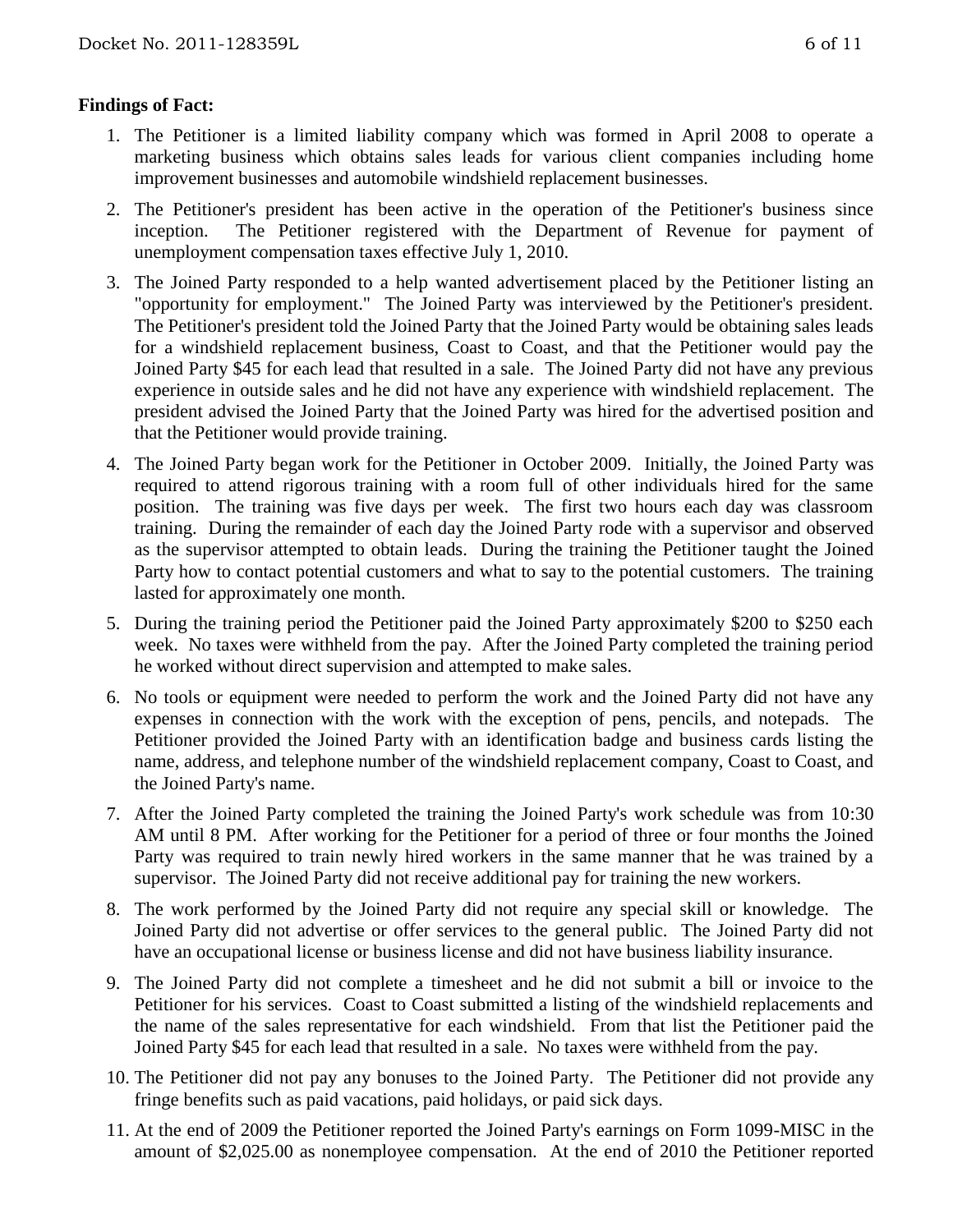**Findings of Fact:**

1. The Petitioner is a limited liability company which was formed in April 2008 to operate a marketing business which obtains sales leads for various client companies including home improvement businesses and automobile windshield replacement businesses.

2. The Petitioner's president has been active in the operation of the Petitioner's business since inception. The Petitioner registered with the Department of Revenue for payment of unemployment compensation taxes effective July 1, 2010.

3. The Joined Party responded to a help wanted advertisement placed by the Petitioner listing an "opportunity for employment." The Joined Party was interviewed by the Petitioner's president. The Petitioner's president told the Joined Party that the Joined Party would be obtaining sales leads for a windshield replacement business, Coast to Coast, and that the Petitioner would pay the Joined Party $45 for each lead that resulted in a sale. The Joined Party did not have any previous experience in outside sales and he did not have any experience with windshield replacement. The president advised the Joined Party that the Joined Party was hired for the advertised position and that the Petitioner would provide training.

4. The Joined Party began work for the Petitioner in October 2009. Initially, the Joined Party was required to attend rigorous training with a room full of other individuals hired for the same position. The training was five days per week. The first two hours each day was classroom training. During the remainder of each day the Joined Party rode with a supervisor and observed as the supervisor attempted to obtain leads. During the training the Petitioner taught the Joined Party how to contact potential customers and what to say to the potential customers. The training lasted for approximately one month.

5. During the training period the Petitioner paid the Joined Party approximately $200 to $250 each week. No taxes were withheld from the pay. After the Joined Party completed the training period he worked without direct supervision and attempted to make sales.

6. No tools or equipment were needed to perform the work and the Joined Party did not have any expenses in connection with the work with the exception of pens, pencils, and notepads. The Petitioner provided the Joined Party with an identification badge and business cards listing the name, address, and telephone number of the windshield replacement company, Coast to Coast, and the Joined Party's name.

7. After the Joined Party completed the training the Joined Party's work schedule was from 10:30 AM until 8 PM. After working for the Petitioner for a period of three or four months the Joined Party was required to train newly hired workers in the same manner that he was trained by a supervisor. The Joined Party did not receive additional pay for training the new workers.

8. The work performed by the Joined Party did not require any special skill or knowledge. The Joined Party did not advertise or offer services to the general public. The Joined Party did not have an occupational license or business license and did not have business liability insurance.

9. The Joined Party did not complete a timesheet and he did not submit a bill or invoice to the Petitioner for his services. Coast to Coast submitted a listing of the windshield replacements and the name of the sales representative for each windshield. From that list the Petitioner paid the Joined Party $45 for each lead that resulted in a sale. No taxes were withheld from the pay.

10. The Petitioner did not pay any bonuses to the Joined Party. The Petitioner did not provide any fringe benefits such as paid vacations, paid holidays, or paid sick days.

11. At the end of 2009 the Petitioner reported the Joined Party's earnings on Form 1099-MISC in the amount of $2,025.00 as nonemployee compensation. At the end of 2010 the Petitioner reported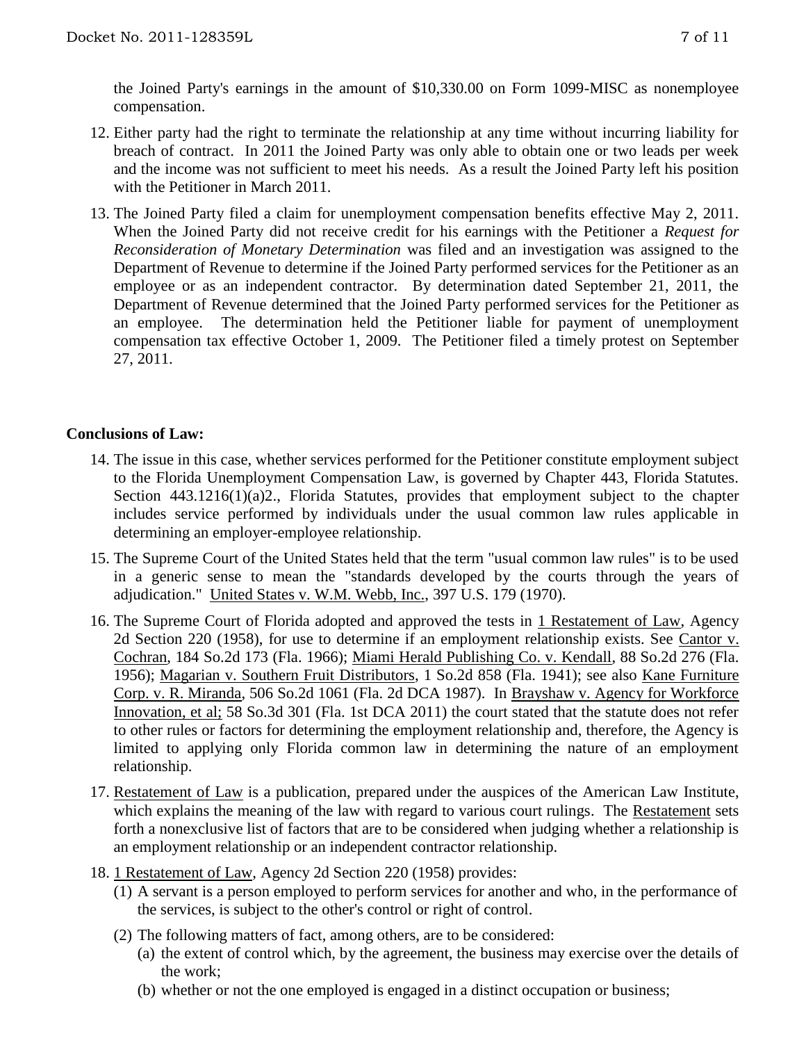the Joined Party's earnings in the amount of $10,330.00 on Form 1099-MISC as nonemployee compensation.

12. Either party had the right to terminate the relationship at any time without incurring liability for breach of contract. In 2011 the Joined Party was only able to obtain one or two leads per week and the income was not sufficient to meet his needs. As a result the Joined Party left his position with the Petitioner in March 2011.

13. The Joined Party filed a claim for unemployment compensation benefits effective May 2, 2011. When the Joined Party did not receive credit for his earnings with the Petitioner a *Request for Reconsideration of Monetary Determination* was filed and an investigation was assigned to the Department of Revenue to determine if the Joined Party performed services for the Petitioner as an employee or as an independent contractor. By determination dated September 21, 2011, the Department of Revenue determined that the Joined Party performed services for the Petitioner as an employee. The determination held the Petitioner liable for payment of unemployment compensation tax effective October 1, 2009. The Petitioner filed a timely protest on September 27, 2011.

**Conclusions of Law:**

14. The issue in this case, whether services performed for the Petitioner constitute employment subject to the Florida Unemployment Compensation Law, is governed by Chapter 443, Florida Statutes. Section 443.1216(1)(a)2., Florida Statutes, provides that employment subject to the chapter includes service performed by individuals under the usual common law rules applicable in determining an employer-employee relationship.

15. The Supreme Court of the United States held that the term "usual common law rules" is to be used in a generic sense to mean the "standards developed by the courts through the years of adjudication." United States v. W.M. Webb, Inc., 397 U.S. 179 (1970).

16. The Supreme Court of Florida adopted and approved the tests in 1 Restatement of Law, Agency 2d Section 220 (1958), for use to determine if an employment relationship exists. See Cantor v. Cochran, 184 So.2d 173 (Fla. 1966); Miami Herald Publishing Co. v. Kendall, 88 So.2d 276 (Fla. 1956); Magarian v. Southern Fruit Distributors, 1 So.2d 858 (Fla. 1941); see also Kane Furniture Corp. v. R. Miranda, 506 So.2d 1061 (Fla. 2d DCA 1987). In Brayshaw v. Agency for Workforce Innovation, et al; 58 So.3d 301 (Fla. 1st DCA 2011) the court stated that the statute does not refer to other rules or factors for determining the employment relationship and, therefore, the Agency is limited to applying only Florida common law in determining the nature of an employment relationship.

17. Restatement of Law is a publication, prepared under the auspices of the American Law Institute, which explains the meaning of the law with regard to various court rulings. The Restatement sets forth a nonexclusive list of factors that are to be considered when judging whether a relationship is an employment relationship or an independent contractor relationship.

18. 1 Restatement of Law, Agency 2d Section 220 (1958) provides:
    (1) A servant is a person employed to perform services for another and who, in the performance of the services, is subject to the other's control or right of control.
    (2) The following matters of fact, among others, are to be considered:
        (a) the extent of control which, by the agreement, the business may exercise over the details of the work;
        (b) whether or not the one employed is engaged in a distinct occupation or business;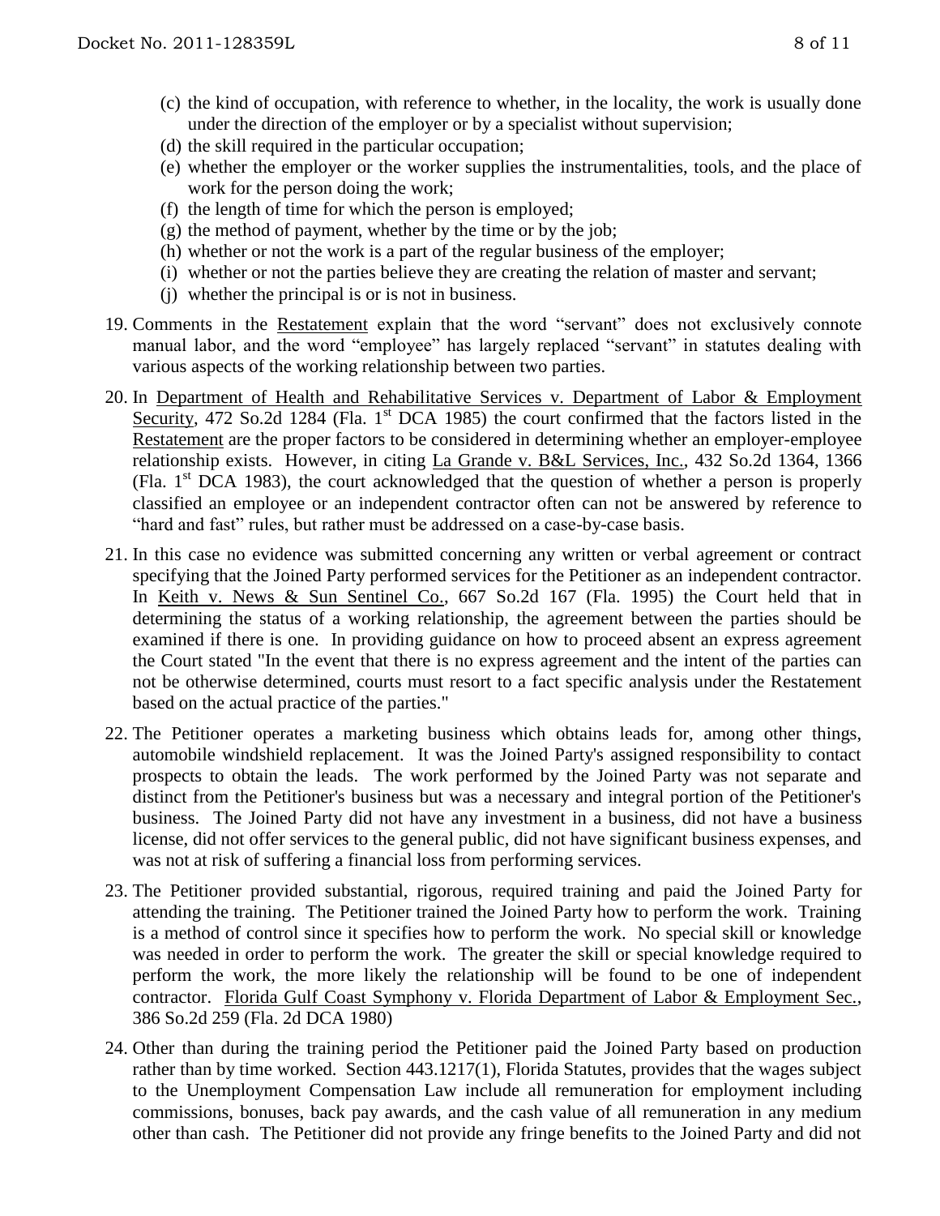(c) the kind of occupation, with reference to whether, in the locality, the work is usually done under the direction of the employer or by a specialist without supervision;

(d) the skill required in the particular occupation;

(e) whether the employer or the worker supplies the instrumentalities, tools, and the place of work for the person doing the work;

(f) the length of time for which the person is employed;

(g) the method of payment, whether by the time or by the job;

(h) whether or not the work is a part of the regular business of the employer;

(i) whether or not the parties believe they are creating the relation of master and servant;

(j) whether the principal is or is not in business.

19. Comments in the Restatement explain that the word "servant" does not exclusively connote manual labor, and the word "employee" has largely replaced "servant" in statutes dealing with various aspects of the working relationship between two parties.

20. In Department of Health and Rehabilitative Services v. Department of Labor & Employment Security, 472 So.2d 1284 (Fla. 1st DCA 1985) the court confirmed that the factors listed in the Restatement are the proper factors to be considered in determining whether an employer-employee relationship exists. However, in citing La Grande v. B&L Services, Inc., 432 So.2d 1364, 1366 (Fla. 1st DCA 1983), the court acknowledged that the question of whether a person is properly classified an employee or an independent contractor often can not be answered by reference to "hard and fast" rules, but rather must be addressed on a case-by-case basis.

21. In this case no evidence was submitted concerning any written or verbal agreement or contract specifying that the Joined Party performed services for the Petitioner as an independent contractor. In Keith v. News & Sun Sentinel Co., 667 So.2d 167 (Fla. 1995) the Court held that in determining the status of a working relationship, the agreement between the parties should be examined if there is one. In providing guidance on how to proceed absent an express agreement the Court stated "In the event that there is no express agreement and the intent of the parties can not be otherwise determined, courts must resort to a fact specific analysis under the Restatement based on the actual practice of the parties."

22. The Petitioner operates a marketing business which obtains leads for, among other things, automobile windshield replacement. It was the Joined Party's assigned responsibility to contact prospects to obtain the leads. The work performed by the Joined Party was not separate and distinct from the Petitioner's business but was a necessary and integral portion of the Petitioner's business. The Joined Party did not have any investment in a business, did not have a business license, did not offer services to the general public, did not have significant business expenses, and was not at risk of suffering a financial loss from performing services.

23. The Petitioner provided substantial, rigorous, required training and paid the Joined Party for attending the training. The Petitioner trained the Joined Party how to perform the work. Training is a method of control since it specifies how to perform the work. No special skill or knowledge was needed in order to perform the work. The greater the skill or special knowledge required to perform the work, the more likely the relationship will be found to be one of independent contractor. Florida Gulf Coast Symphony v. Florida Department of Labor & Employment Sec., 386 So.2d 259 (Fla. 2d DCA 1980)

24. Other than during the training period the Petitioner paid the Joined Party based on production rather than by time worked. Section 443.1217(1), Florida Statutes, provides that the wages subject to the Unemployment Compensation Law include all remuneration for employment including commissions, bonuses, back pay awards, and the cash value of all remuneration in any medium other than cash. The Petitioner did not provide any fringe benefits to the Joined Party and did not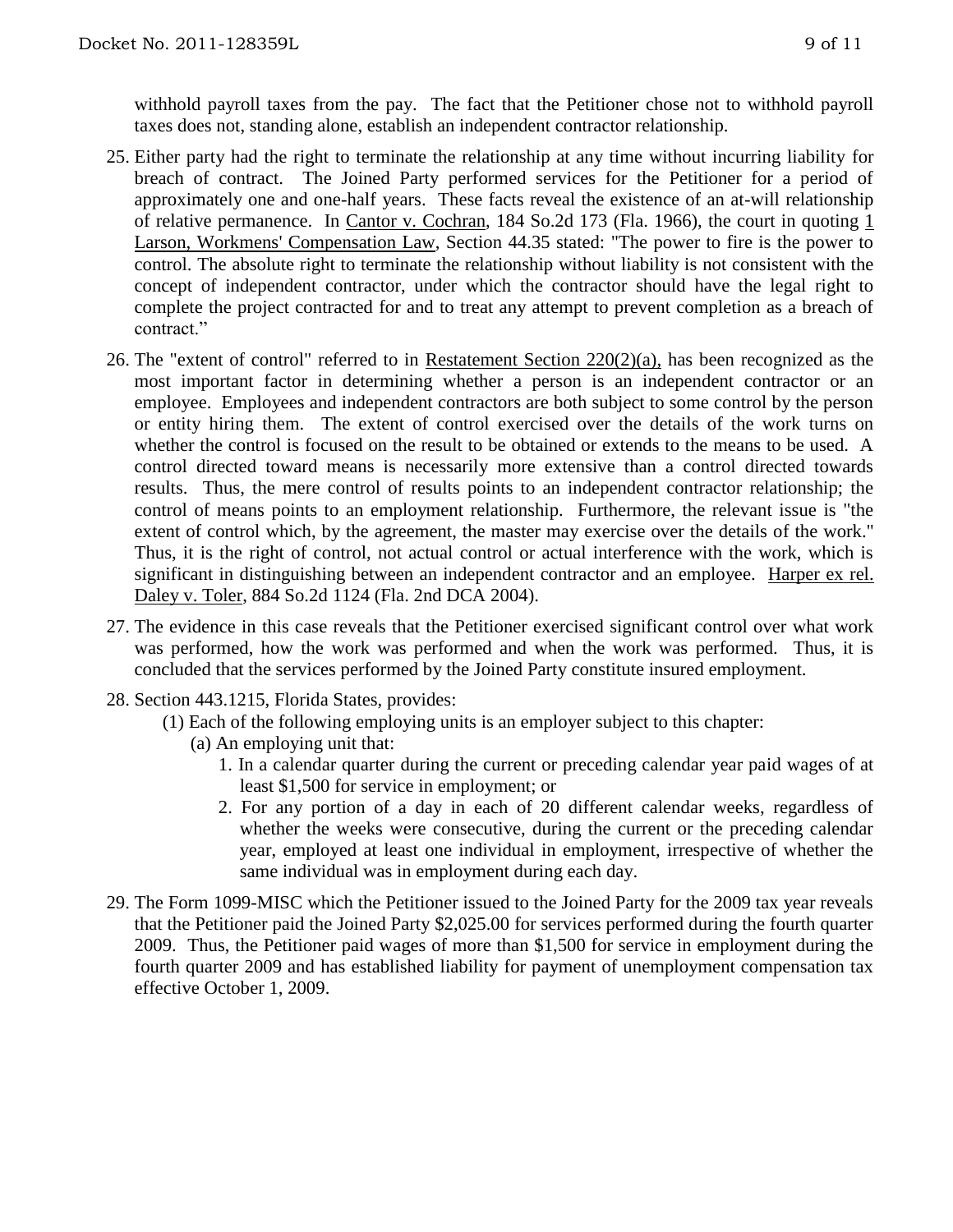withhold payroll taxes from the pay. The fact that the Petitioner chose not to withhold payroll taxes does not, standing alone, establish an independent contractor relationship.

25. Either party had the right to terminate the relationship at any time without incurring liability for breach of contract. The Joined Party performed services for the Petitioner for a period of approximately one and one-half years. These facts reveal the existence of an at-will relationship of relative permanence. In Cantor v. Cochran, 184 So.2d 173 (Fla. 1966), the court in quoting 1 Larson, Workmens' Compensation Law, Section 44.35 stated: "The power to fire is the power to control. The absolute right to terminate the relationship without liability is not consistent with the concept of independent contractor, under which the contractor should have the legal right to complete the project contracted for and to treat any attempt to prevent completion as a breach of contract."

26. The "extent of control" referred to in Restatement Section 220(2)(a), has been recognized as the most important factor in determining whether a person is an independent contractor or an employee. Employees and independent contractors are both subject to some control by the person or entity hiring them. The extent of control exercised over the details of the work turns on whether the control is focused on the result to be obtained or extends to the means to be used. A control directed toward means is necessarily more extensive than a control directed towards results. Thus, the mere control of results points to an independent contractor relationship; the control of means points to an employment relationship. Furthermore, the relevant issue is "the extent of control which, by the agreement, the master may exercise over the details of the work." Thus, it is the right of control, not actual control or actual interference with the work, which is significant in distinguishing between an independent contractor and an employee. Harper ex rel. Daley v. Toler, 884 So.2d 1124 (Fla. 2nd DCA 2004).

27. The evidence in this case reveals that the Petitioner exercised significant control over what work was performed, how the work was performed and when the work was performed. Thus, it is concluded that the services performed by the Joined Party constitute insured employment.

28. Section 443.1215, Florida States, provides:
    (1) Each of the following employing units is an employer subject to this chapter:
        (a) An employing unit that:
            1. In a calendar quarter during the current or preceding calendar year paid wages of at least $1,500 for service in employment; or
            2. For any portion of a day in each of 20 different calendar weeks, regardless of whether the weeks were consecutive, during the current or the preceding calendar year, employed at least one individual in employment, irrespective of whether the same individual was in employment during each day.

29. The Form 1099-MISC which the Petitioner issued to the Joined Party for the 2009 tax year reveals that the Petitioner paid the Joined Party $2,025.00 for services performed during the fourth quarter 2009. Thus, the Petitioner paid wages of more than $1,500 for service in employment during the fourth quarter 2009 and has established liability for payment of unemployment compensation tax effective October 1, 2009.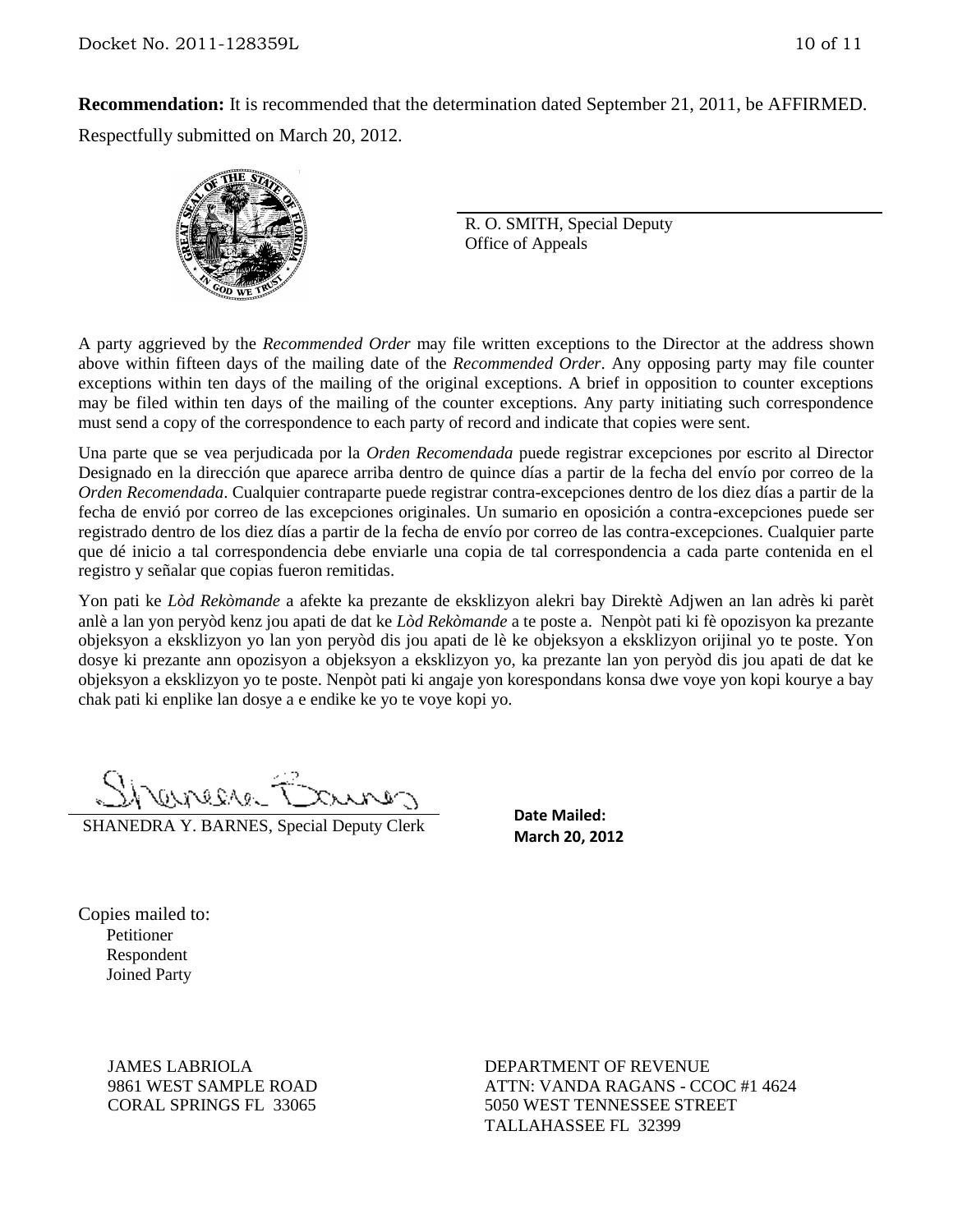**Recommendation:** It is recommended that the determination dated September 21, 2011, be AFFIRMED.

Respectfully submitted on March 20, 2012.

R. O. SMITH, Special Deputy
Office of Appeals

A party aggrieved by the *Recommended Order* may file written exceptions to the Director at the address shown above within fifteen days of the mailing date of the *Recommended Order*. Any opposing party may file counter exceptions within ten days of the mailing of the original exceptions. A brief in opposition to counter exceptions may be filed within ten days of the mailing of the counter exceptions. Any party initiating such correspondence must send a copy of the correspondence to each party of record and indicate that copies were sent.

Una parte que se vea perjudicada por la *Orden Recomendada* puede registrar excepciones por escrito al Director Designado en la dirección que aparece arriba dentro de quince días a partir de la fecha del envío por correo de la *Orden Recomendada*. Cualquier contraparte puede registrar contra-excepciones dentro de los diez días a partir de la fecha de envió por correo de las excepciones originales. Un sumario en oposición a contra-excepciones puede ser registrado dentro de los diez días a partir de la fecha de envío por correo de las contra-excepciones. Cualquier parte que dé inicio a tal correspondencia debe enviarle una copia de tal correspondencia a cada parte contenida en el registro y señalar que copias fueron remitidas.

Yon pati ke *Lòd Rekòmande* a afekte ka prezante de eksklizyon alekri bay Direktè Adjwen an lan adrès ki parèt anlè a lan yon peryòd kenz jou apati de dat ke *Lòd Rekòmande* a te poste a. Nenpòt pati ki fè opozisyon ka prezante objeksyon a eksklizyon yo lan yon peryòd dis jou apati de lè ke objeksyon a eksklizyon orijinal yo te poste. Yon dosye ki prezante ann opozisyon a objeksyon a eksklizyon yo, ka prezante lan yon peryòd dis jou apati de dat ke objeksyon a eksklizyon yo te poste. Nenpòt pati ki angaje yon korespondans konsa dwe voye yon kopi kourye a bay chak pati ki enplike lan dosye a e endike ke yo te voye kopi yo.

SHANEDRA Y. BARNES, Special Deputy Clerk

**Date Mailed:**
**March 20, 2012**

Copies mailed to:
Petitioner
Respondent
Joined Party

JAMES LABRIOLA
9861 WEST SAMPLE ROAD
CORAL SPRINGS FL 33065

DEPARTMENT OF REVENUE
ATTN: VANDA RAGANS - CCOC #1 4624
5050 WEST TENNESSEE STREET
TALLAHASSEE FL 32399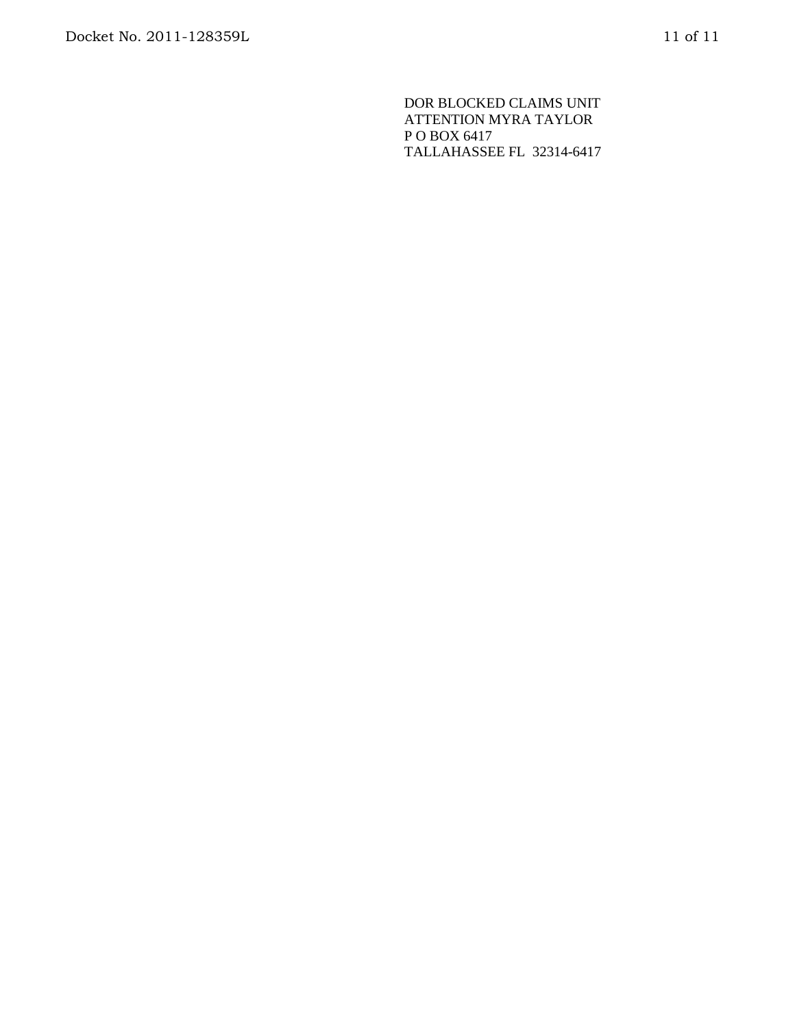DOR BLOCKED CLAIMS UNIT
ATTENTION MYRA TAYLOR
P O BOX 6417
TALLAHASSEE FL 32314-6417